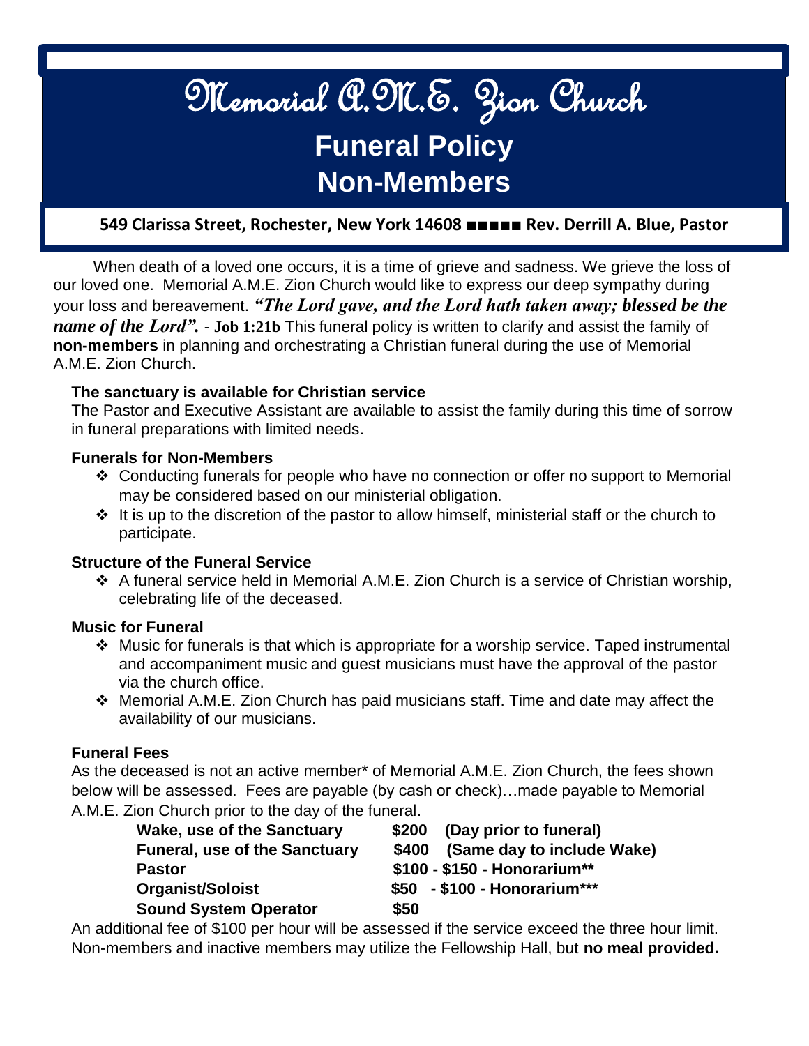# Memorial A.M.E. Zion Church

## Funeral Policy

## Non-Members

**549 Clarissa Street, Rochester, New York 14608 ■■■■■ Rev. Derrill A. Blue, Pastor**

When death of a loved one occurs, it is a time of grieve and sadness. We grieve the loss of our loved one. Memorial A.M.E. Zion Church would like to express our deep sympathy during your loss and bereavement. ***"The Lord gave, and the Lord hath taken away; blessed be the name of the Lord".*** - **Job 1:21b** This funeral policy is written to clarify and assist the family of **non-members** in planning and orchestrating a Christian funeral during the use of Memorial A.M.E. Zion Church.

**The sanctuary is available for Christian service**

The Pastor and Executive Assistant are available to assist the family during this time of sorrow in funeral preparations with limited needs.

**Funerals for Non-Members**

- Conducting funerals for people who have no connection or offer no support to Memorial may be considered based on our ministerial obligation.
- It is up to the discretion of the pastor to allow himself, ministerial staff or the church to participate.

**Structure of the Funeral Service**

- A funeral service held in Memorial A.M.E. Zion Church is a service of Christian worship, celebrating life of the deceased.

**Music for Funeral**

- Music for funerals is that which is appropriate for a worship service. Taped instrumental and accompaniment music and guest musicians must have the approval of the pastor via the church office.
- Memorial A.M.E. Zion Church has paid musicians staff. Time and date may affect the availability of our musicians.

**Funeral Fees**

As the deceased is not an active member* of Memorial A.M.E. Zion Church, the fees shown below will be assessed. Fees are payable (by cash or check)…made payable to Memorial A.M.E. Zion Church prior to the day of the funeral.

| | |
|---|---|
| **Wake, use of the Sanctuary** | **$200 (Day prior to funeral)** |
| **Funeral, use of the Sanctuary** | **$400 (Same day to include Wake)** |
| **Pastor** | **$100 - $150 - Honorarium\*\*** |
| **Organist/Soloist** | **$50 - $100 - Honorarium\*\*\*** |
| **Sound System Operator** | **$50** |

An additional fee of $100 per hour will be assessed if the service exceed the three hour limit. Non-members and inactive members may utilize the Fellowship Hall, but **no meal provided.**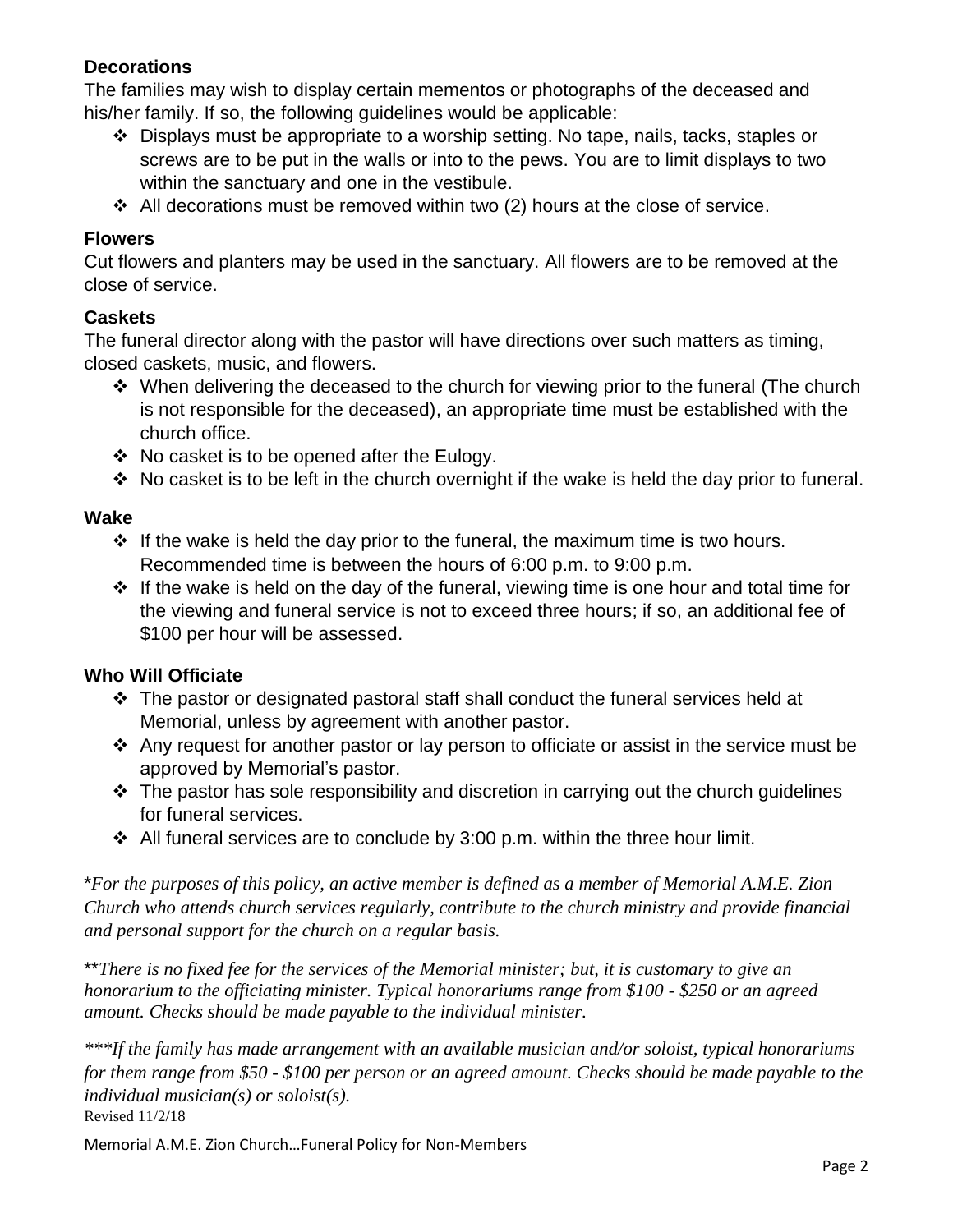### Decorations

The families may wish to display certain mementos or photographs of the deceased and his/her family. If so, the following guidelines would be applicable:

- Displays must be appropriate to a worship setting. No tape, nails, tacks, staples or screws are to be put in the walls or into to the pews. You are to limit displays to two within the sanctuary and one in the vestibule.
- All decorations must be removed within two (2) hours at the close of service.

### Flowers

Cut flowers and planters may be used in the sanctuary. All flowers are to be removed at the close of service.

### Caskets

The funeral director along with the pastor will have directions over such matters as timing, closed caskets, music, and flowers.

- When delivering the deceased to the church for viewing prior to the funeral (The church is not responsible for the deceased), an appropriate time must be established with the church office.
- No casket is to be opened after the Eulogy.
- No casket is to be left in the church overnight if the wake is held the day prior to funeral.

### Wake

- If the wake is held the day prior to the funeral, the maximum time is two hours. Recommended time is between the hours of 6:00 p.m. to 9:00 p.m.
- If the wake is held on the day of the funeral, viewing time is one hour and total time for the viewing and funeral service is not to exceed three hours; if so, an additional fee of $100 per hour will be assessed.

### Who Will Officiate

- The pastor or designated pastoral staff shall conduct the funeral services held at Memorial, unless by agreement with another pastor.
- Any request for another pastor or lay person to officiate or assist in the service must be approved by Memorial's pastor.
- The pastor has sole responsibility and discretion in carrying out the church guidelines for funeral services.
- All funeral services are to conclude by 3:00 p.m. within the three hour limit.

*\*For the purposes of this policy, an active member is defined as a member of Memorial A.M.E. Zion Church who attends church services regularly, contribute to the church ministry and provide financial and personal support for the church on a regular basis.*

*\*\*There is no fixed fee for the services of the Memorial minister; but, it is customary to give an honorarium to the officiating minister. Typical honorariums range from $100 - $250 or an agreed amount. Checks should be made payable to the individual minister.*

*\*\*\*If the family has made arrangement with an available musician and/or soloist, typical honorariums for them range from $50 - $100 per person or an agreed amount. Checks should be made payable to the individual musician(s) or soloist(s).*

Revised 11/2/18